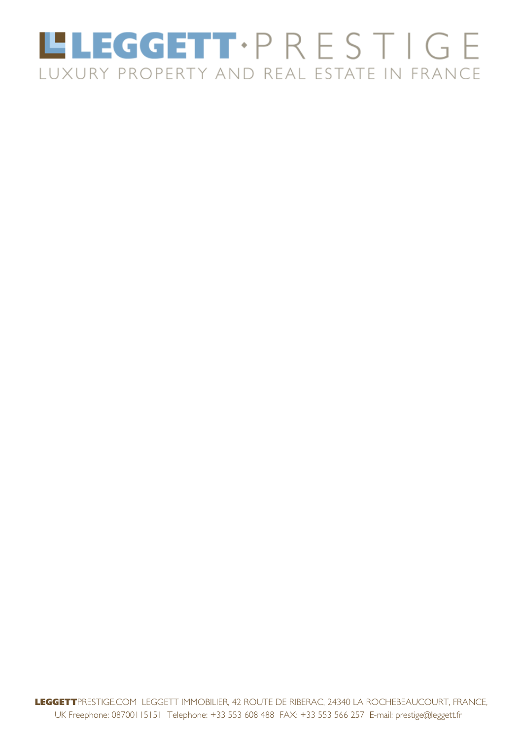# LEGGETT · PRESTIGE

LUXURY PROPERTY AND REAL ESTATE IN FRANCE

**LEGGETT**PRESTIGE.COM LEGGETT IMMOBILIER, 42 ROUTE DE RIBERAC, 24340 LA ROCHEBEAUCOURT, FRANCE,
UK Freephone: 08700115151 Telephone: +33 553 608 488 FAX: +33 553 566 257 E-mail: prestige@leggett.fr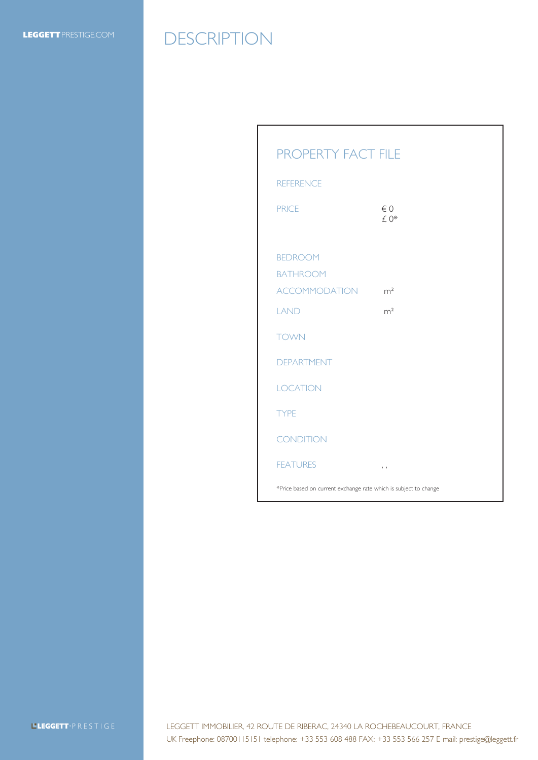# DESCRIPTION

## PROPERTY FACT FILE

| | |
|---|---|
| REFERENCE | |
| PRICE | € 0<br>£ 0* |
| BEDROOM | |
| BATHROOM | |
| ACCOMMODATION | m² |
| LAND | m² |
| TOWN | |
| DEPARTMENT | |
| LOCATION | |
| TYPE | |
| CONDITION | |
| FEATURES | , , |

*Price based on current exchange rate which is subject to change

LEGGETT IMMOBILIER, 42 ROUTE DE RIBERAC, 24340 LA ROCHEBEAUCOURT, FRANCE
UK Freephone: 08700115151 telephone: +33 553 608 488 FAX: +33 553 566 257 E-mail: prestige@leggett.fr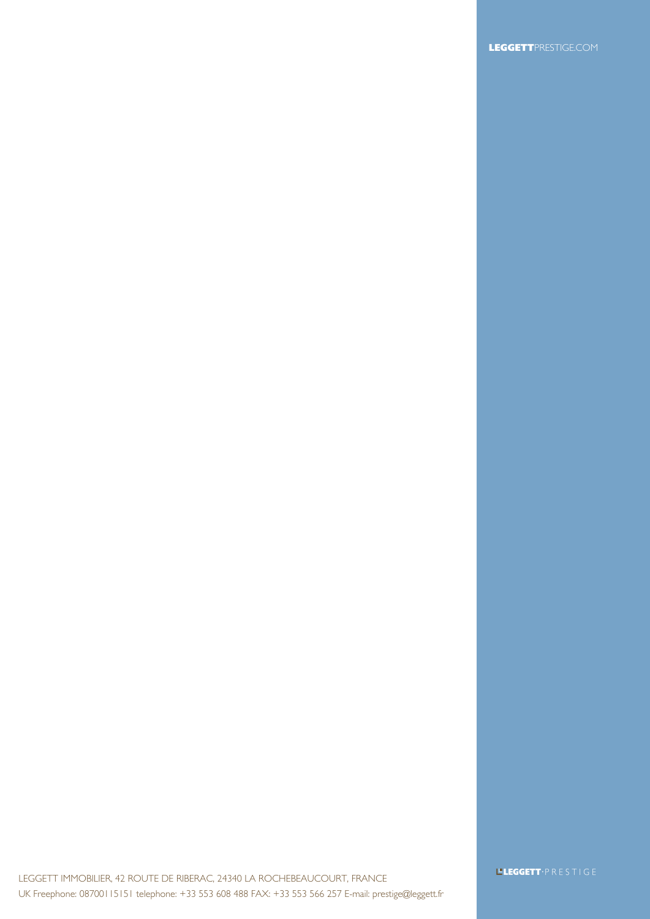LEGGETT IMMOBILIER, 42 ROUTE DE RIBERAC, 24340 LA ROCHEBEAUCOURT, FRANCE

UK Freephone: 08700115151 telephone: +33 553 608 488 FAX: +33 553 566 257 E-mail: prestige@leggett.fr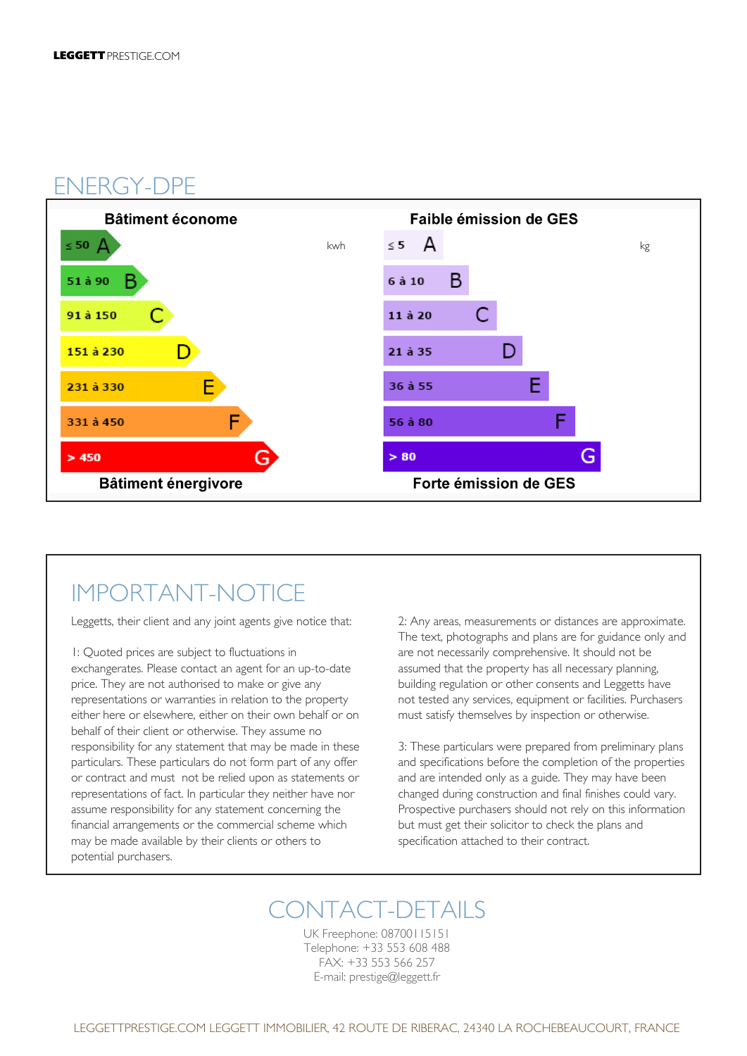## ENERGY-DPE

Bâtiment économe

kwh

≤ 50 A

51 à 90 B

91 à 150 C

151 à 230 D

231 à 330 E

331 à 450 F

> 450 G

Bâtiment énergivore

Faible émission de GES

kg

≤ 5 A

6 à 10 B

11 à 20 C

21 à 35 D

36 à 55 E

56 à 80 F

> 80 G

Forte émission de GES

## IMPORTANT-NOTICE

Leggetts, their client and any joint agents give notice that:

1: Quoted prices are subject to fluctuations in exchangerates. Please contact an agent for an up-to-date price. They are not authorised to make or give any representations or warranties in relation to the property either here or elsewhere, either on their own behalf or on behalf of their client or otherwise. They assume no responsibility for any statement that may be made in these particulars. These particulars do not form part of any offer or contract and must not be relied upon as statements or representations of fact. In particular they neither have nor assume responsibility for any statement concerning the financial arrangements or the commercial scheme which may be made available by their clients or others to potential purchasers.

2: Any areas, measurements or distances are approximate. The text, photographs and plans are for guidance only and are not necessarily comprehensive. It should not be assumed that the property has all necessary planning, building regulation or other consents and Leggetts have not tested any services, equipment or facilities. Purchasers must satisfy themselves by inspection or otherwise.

3: These particulars were prepared from preliminary plans and specifications before the completion of the properties and are intended only as a guide. They may have been changed during construction and final finishes could vary. Prospective purchasers should not rely on this information but must get their solicitor to check the plans and specification attached to their contract.

## CONTACT-DETAILS

UK Freephone: 08700115151
Telephone: +33 553 608 488
FAX: +33 553 566 257
E-mail: prestige@leggett.fr

LEGGETTPRESTIGE.COM LEGGETT IMMOBILIER, 42 ROUTE DE RIBERAC, 24340 LA ROCHEBEAUCOURT, FRANCE